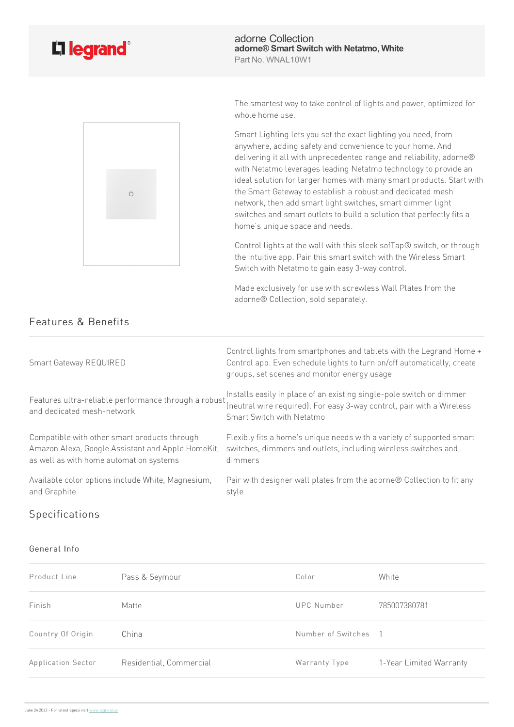legrand

adorne Collection
**adorne® Smart Switch with Netatmo, White**
Part No. WNAL10W1

The smartest way to take control of lights and power, optimized for whole home use.

Smart Lighting lets you set the exact lighting you need, from anywhere, adding safety and convenience to your home. And delivering it all with unprecedented range and reliability, adorne® with Netatmo leverages leading Netatmo technology to provide an ideal solution for larger homes with many smart products. Start with the Smart Gateway to establish a robust and dedicated mesh network, then add smart light switches, smart dimmer light switches and smart outlets to build a solution that perfectly fits a home's unique space and needs.

Control lights at the wall with this sleek sofTap® switch, or through the intuitive app. Pair this smart switch with the Wireless Smart Switch with Netatmo to gain easy 3-way control.

Made exclusively for use with screwless Wall Plates from the adorne® Collection, sold separately.

## Features & Benefits

| | |
|---|---|
| Smart Gateway REQUIRED | Control lights from smartphones and tablets with the Legrand Home + Control app. Even schedule lights to turn on/off automatically, create groups, set scenes and monitor energy usage |
| Features ultra-reliable performance through a robust and dedicated mesh-network | Installs easily in place of an existing single-pole switch or dimmer (neutral wire required). For easy 3-way control, pair with a Wireless Smart Switch with Netatmo |
| Compatible with other smart products through Amazon Alexa, Google Assistant and Apple HomeKit, as well as with home automation systems | Flexibly fits a home's unique needs with a variety of supported smart switches, dimmers and outlets, including wireless switches and dimmers |
| Available color options include White, Magnesium, and Graphite | Pair with designer wall plates from the adorne® Collection to fit any style |

## Specifications

### General Info

| | | | |
|---|---|---|---|
| Product Line | Pass & Seymour | Color | White |
| Finish | Matte | UPC Number | 785007380781 |
| Country Of Origin | China | Number of Switches | 1 |
| Application Sector | Residential, Commercial | Warranty Type | 1-Year Limited Warranty |

June 24 2022 - For latest specs visit www.legrand.us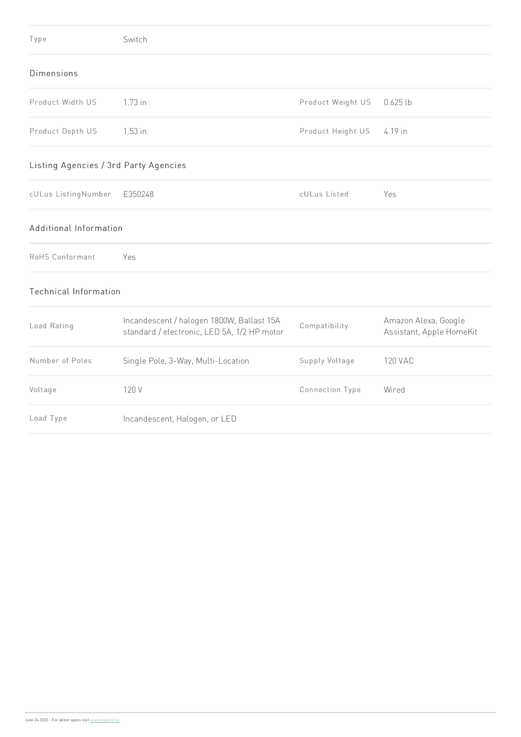| | | | |
|---|---|---|---|
| Type | Switch | | |

## Dimensions

| | | | |
|---|---|---|---|
| Product Width US | 1.73 in | Product Weight US | 0.625 lb |
| Product Depth US | 1.53 in | Product Height US | 4.19 in |

## Listing Agencies / 3rd Party Agencies

| | | | |
|---|---|---|---|
| cULus ListingNumber | E350248 | cULus Listed | Yes |

## Additional Information

| | |
|---|---|
| RoHS Conformant | Yes |

## Technical Information

| | | | |
|---|---|---|---|
| Load Rating | Incandescent / halogen 1800W, Ballast 15A standard / electronic, LED 5A, 1/2 HP motor | Compatibility | Amazon Alexa, Google Assistant, Apple HomeKit |
| Number of Poles | Single Pole, 3-Way, Multi-Location | Supply Voltage | 120 VAC |
| Voltage | 120 V | Connection Type | Wired |
| Load Type | Incandescent, Halogen, or LED | | |

June 24 2022 - For latest specs visit www.legrand.us